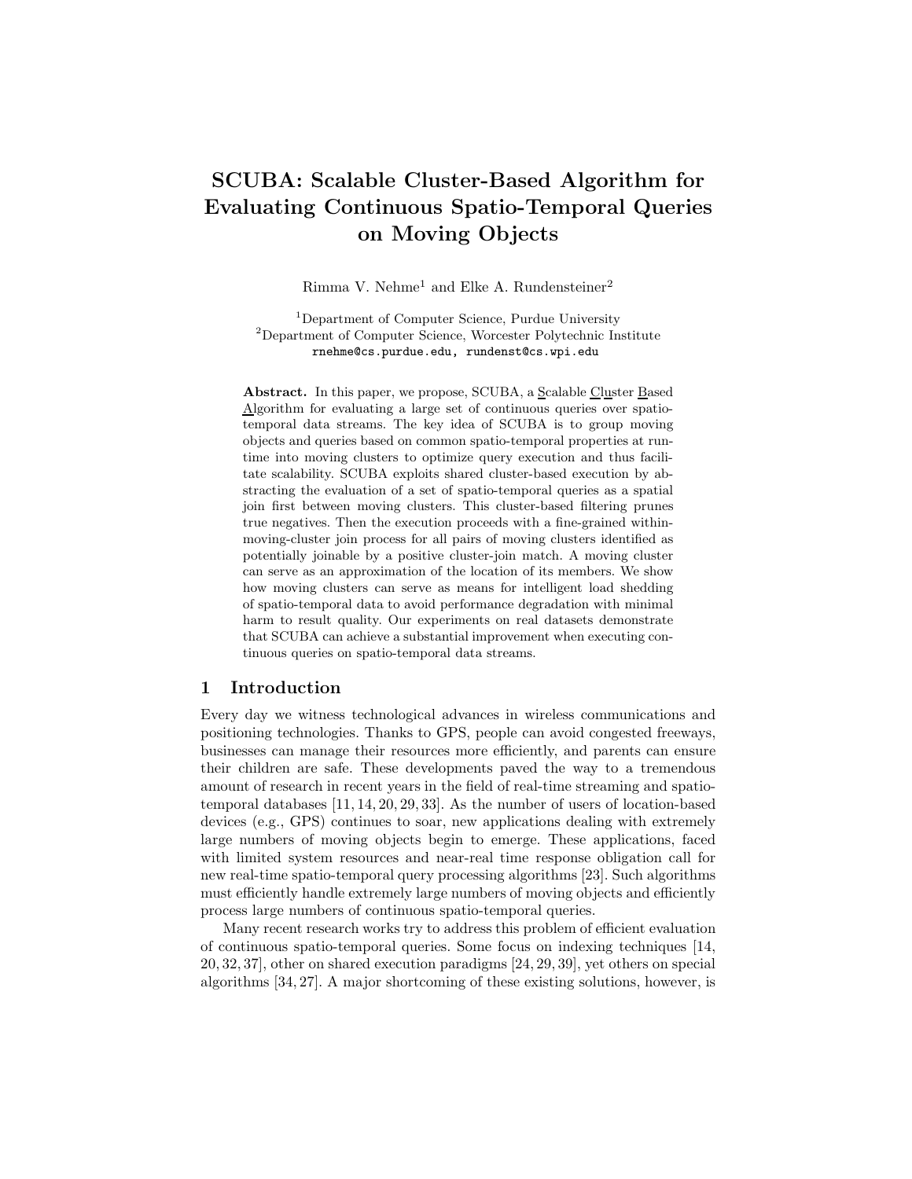# SCUBA: Scalable Cluster-Based Algorithm for Evaluating Continuous Spatio-Temporal Queries on Moving Objects

Rimma V. Nehme[1] and Elke A. Rundensteiner[2]

[1]Department of Computer Science, Purdue University
[2]Department of Computer Science, Worcester Polytechnic Institute
rnehme@cs.purdue.edu, rundenst@cs.wpi.edu

**Abstract.** In this paper, we propose, SCUBA, a Scalable Cluster Based Algorithm for evaluating a large set of continuous queries over spatio-temporal data streams. The key idea of SCUBA is to group moving objects and queries based on common spatio-temporal properties at run-time into moving clusters to optimize query execution and thus facilitate scalability. SCUBA exploits shared cluster-based execution by abstracting the evaluation of a set of spatio-temporal queries as a spatial join first between moving clusters. This cluster-based filtering prunes true negatives. Then the execution proceeds with a fine-grained within-moving-cluster join process for all pairs of moving clusters identified as potentially joinable by a positive cluster-join match. A moving cluster can serve as an approximation of the location of its members. We show how moving clusters can serve as means for intelligent load shedding of spatio-temporal data to avoid performance degradation with minimal harm to result quality. Our experiments on real datasets demonstrate that SCUBA can achieve a substantial improvement when executing continuous queries on spatio-temporal data streams.

## 1 Introduction

Every day we witness technological advances in wireless communications and positioning technologies. Thanks to GPS, people can avoid congested freeways, businesses can manage their resources more efficiently, and parents can ensure their children are safe. These developments paved the way to a tremendous amount of research in recent years in the field of real-time streaming and spatio-temporal databases [11, 14, 20, 29, 33]. As the number of users of location-based devices (e.g., GPS) continues to soar, new applications dealing with extremely large numbers of moving objects begin to emerge. These applications, faced with limited system resources and near-real time response obligation call for new real-time spatio-temporal query processing algorithms [23]. Such algorithms must efficiently handle extremely large numbers of moving objects and efficiently process large numbers of continuous spatio-temporal queries.

Many recent research works try to address this problem of efficient evaluation of continuous spatio-temporal queries. Some focus on indexing techniques [14, 20, 32, 37], other on shared execution paradigms [24, 29, 39], yet others on special algorithms [34, 27]. A major shortcoming of these existing solutions, however, is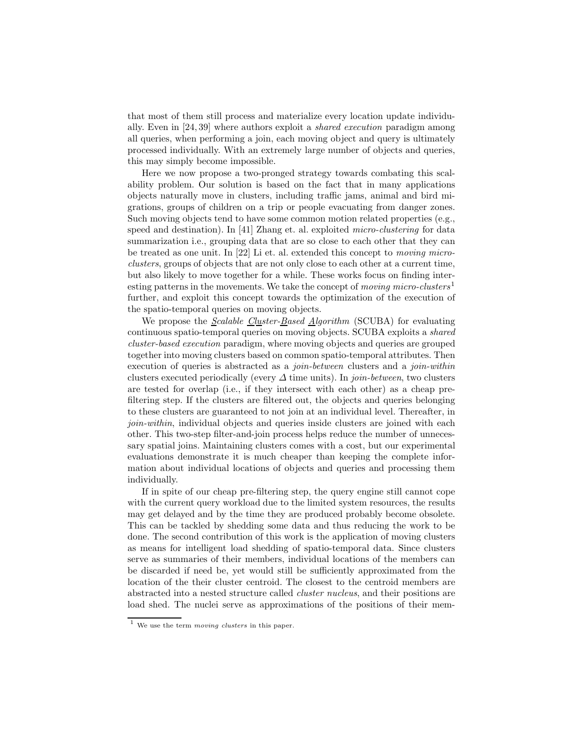that most of them still process and materialize every location update individually. Even in [24, 39] where authors exploit a *shared execution* paradigm among all queries, when performing a join, each moving object and query is ultimately processed individually. With an extremely large number of objects and queries, this may simply become impossible.

Here we now propose a two-pronged strategy towards combating this scalability problem. Our solution is based on the fact that in many applications objects naturally move in clusters, including traffic jams, animal and bird migrations, groups of children on a trip or people evacuating from danger zones. Such moving objects tend to have some common motion related properties (e.g., speed and destination). In [41] Zhang et. al. exploited *micro-clustering* for data summarization i.e., grouping data that are so close to each other that they can be treated as one unit. In [22] Li et. al. extended this concept to *moving micro-clusters*, groups of objects that are not only close to each other at a current time, but also likely to move together for a while. These works focus on finding interesting patterns in the movements. We take the concept of *moving micro-clusters*[1] further, and exploit this concept towards the optimization of the execution of the spatio-temporal queries on moving objects.

We propose the *S*calable *Clu*ster-*B*ased *A*lgorithm (SCUBA) for evaluating continuous spatio-temporal queries on moving objects. SCUBA exploits a *shared cluster-based execution* paradigm, where moving objects and queries are grouped together into moving clusters based on common spatio-temporal attributes. Then execution of queries is abstracted as a *join-between* clusters and a *join-within* clusters executed periodically (every $\Delta$ time units). In *join-between*, two clusters are tested for overlap (i.e., if they intersect with each other) as a cheap pre-filtering step. If the clusters are filtered out, the objects and queries belonging to these clusters are guaranteed to not join at an individual level. Thereafter, in *join-within*, individual objects and queries inside clusters are joined with each other. This two-step filter-and-join process helps reduce the number of unnecessary spatial joins. Maintaining clusters comes with a cost, but our experimental evaluations demonstrate it is much cheaper than keeping the complete information about individual locations of objects and queries and processing them individually.

If in spite of our cheap pre-filtering step, the query engine still cannot cope with the current query workload due to the limited system resources, the results may get delayed and by the time they are produced probably become obsolete. This can be tackled by shedding some data and thus reducing the work to be done. The second contribution of this work is the application of moving clusters as means for intelligent load shedding of spatio-temporal data. Since clusters serve as summaries of their members, individual locations of the members can be discarded if need be, yet would still be sufficiently approximated from the location of the their cluster centroid. The closest to the centroid members are abstracted into a nested structure called *cluster nucleus*, and their positions are load shed. The nuclei serve as approximations of the positions of their mem-

[1] We use the term *moving clusters* in this paper.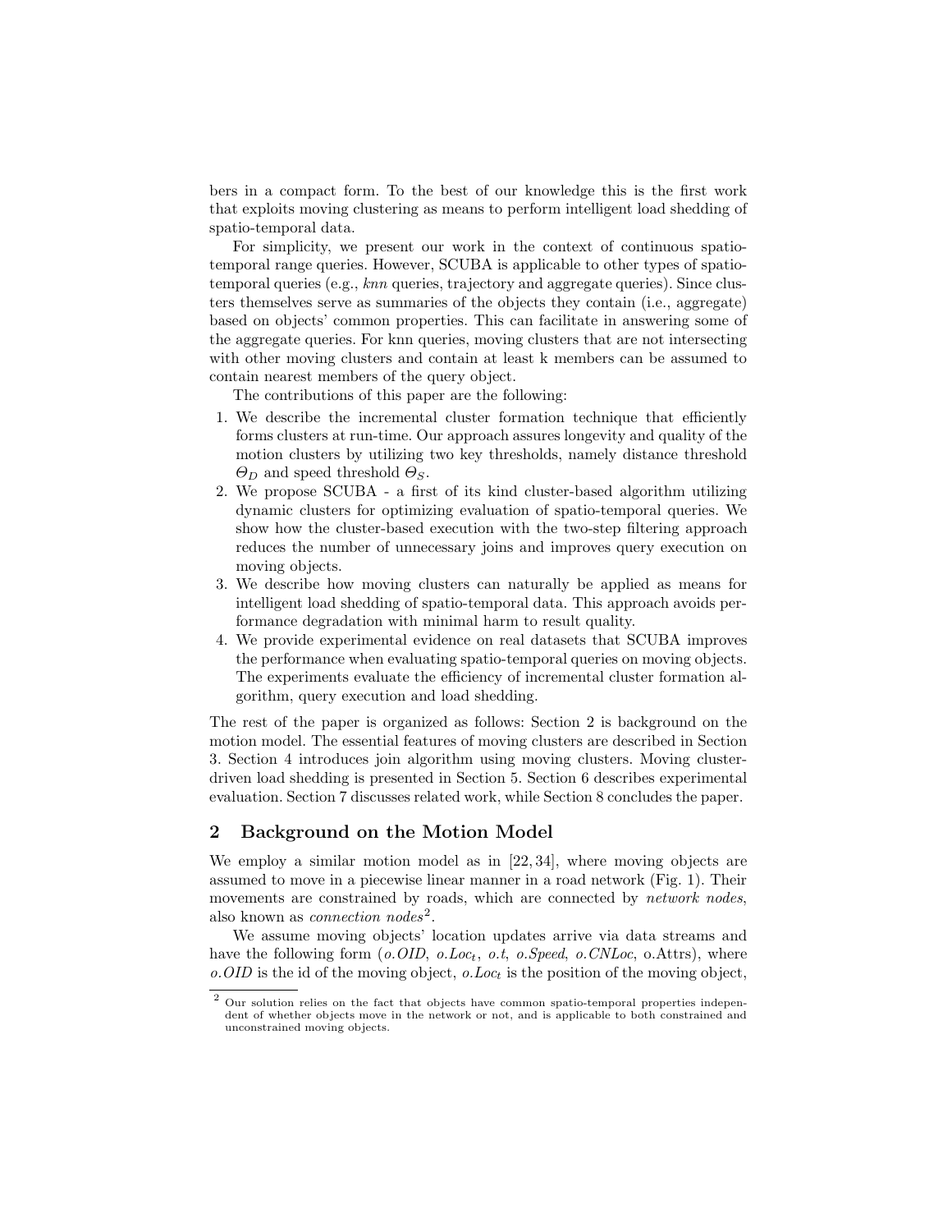bers in a compact form. To the best of our knowledge this is the first work that exploits moving clustering as means to perform intelligent load shedding of spatio-temporal data.

For simplicity, we present our work in the context of continuous spatio-temporal range queries. However, SCUBA is applicable to other types of spatio-temporal queries (e.g., *knn* queries, trajectory and aggregate queries). Since clusters themselves serve as summaries of the objects they contain (i.e., aggregate) based on objects' common properties. This can facilitate in answering some of the aggregate queries. For knn queries, moving clusters that are not intersecting with other moving clusters and contain at least k members can be assumed to contain nearest members of the query object.

The contributions of this paper are the following:

1. We describe the incremental cluster formation technique that efficiently forms clusters at run-time. Our approach assures longevity and quality of the motion clusters by utilizing two key thresholds, namely distance threshold $\Theta_D$ and speed threshold $\Theta_S$.
2. We propose SCUBA - a first of its kind cluster-based algorithm utilizing dynamic clusters for optimizing evaluation of spatio-temporal queries. We show how the cluster-based execution with the two-step filtering approach reduces the number of unnecessary joins and improves query execution on moving objects.
3. We describe how moving clusters can naturally be applied as means for intelligent load shedding of spatio-temporal data. This approach avoids performance degradation with minimal harm to result quality.
4. We provide experimental evidence on real datasets that SCUBA improves the performance when evaluating spatio-temporal queries on moving objects. The experiments evaluate the efficiency of incremental cluster formation algorithm, query execution and load shedding.

The rest of the paper is organized as follows: Section 2 is background on the motion model. The essential features of moving clusters are described in Section 3. Section 4 introduces join algorithm using moving clusters. Moving cluster-driven load shedding is presented in Section 5. Section 6 describes experimental evaluation. Section 7 discusses related work, while Section 8 concludes the paper.

## 2 Background on the Motion Model

We employ a similar motion model as in [22, 34], where moving objects are assumed to move in a piecewise linear manner in a road network (Fig. 1). Their movements are constrained by roads, which are connected by *network nodes*, also known as *connection nodes*[2].

We assume moving objects' location updates arrive via data streams and have the following form (*o.OID*, $o.Loc_t$, *o.t*, *o.Speed*, *o.CNLoc*, o.Attrs), where *o.OID* is the id of the moving object, $o.Loc_t$ is the position of the moving object,

---

[2] Our solution relies on the fact that objects have common spatio-temporal properties independent of whether objects move in the network or not, and is applicable to both constrained and unconstrained moving objects.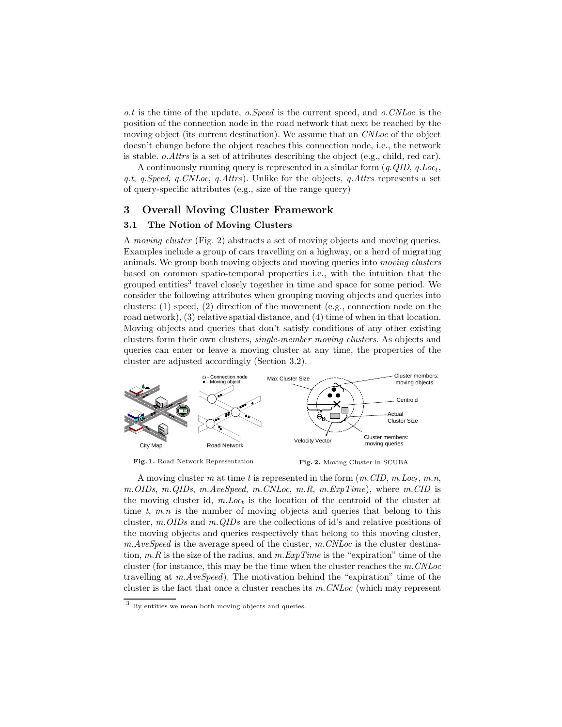*o.t* is the time of the update, *o.Speed* is the current speed, and *o.CNLoc* is the position of the connection node in the road network that next be reached by the moving object (its current destination). We assume that an *CNLoc* of the object doesn't change before the object reaches this connection node, i.e., the network is stable. *o.Attrs* is a set of attributes describing the object (e.g., child, red car).

A continuously running query is represented in a similar form (*q.QID*, $q.Loc_t$, *q.t*, *q.Speed*, *q.CNLoc*, *q.Attrs*). Unlike for the objects, *q.Attrs* represents a set of query-specific attributes (e.g., size of the range query)

## 3 Overall Moving Cluster Framework

### 3.1 The Notion of Moving Clusters

A *moving cluster* (Fig. 2) abstracts a set of moving objects and moving queries. Examples include a group of cars travelling on a highway, or a herd of migrating animals. We group both moving objects and moving queries into *moving clusters* based on common spatio-temporal properties i.e., with the intuition that the grouped entities[3] travel closely together in time and space for some period. We consider the following attributes when grouping moving objects and queries into clusters: (1) speed, (2) direction of the movement (e.g., connection node on the road network), (3) relative spatial distance, and (4) time of when in that location. Moving objects and queries that don't satisfy conditions of any other existing clusters form their own clusters, *single-member moving clusters*. As objects and queries can enter or leave a moving cluster at any time, the properties of the cluster are adjusted accordingly (Section 3.2).

**Fig. 1.** Road Network Representation

**Fig. 2.** Moving Cluster in SCUBA

A moving cluster *m* at time *t* is represented in the form (*m.CID*, $m.Loc_t$, *m.n*, *m.OIDs*, *m.QIDs*, *m.AveSpeed*, *m.CNLoc*, *m.R*, *m.ExpTime*), where *m.CID* is the moving cluster id, $m.Loc_t$ is the location of the centroid of the cluster at time *t*, *m.n* is the number of moving objects and queries that belong to this cluster, *m.OIDs* and *m.QIDs* are the collections of id's and relative positions of the moving objects and queries respectively that belong to this moving cluster, *m.AveSpeed* is the average speed of the cluster, *m.CNLoc* is the cluster destination, *m.R* is the size of the radius, and *m.ExpTime* is the "expiration" time of the cluster (for instance, this may be the time when the cluster reaches the *m.CNLoc* travelling at *m.AveSpeed*). The motivation behind the "expiration" time of the cluster is the fact that once a cluster reaches its *m.CNLoc* (which may represent

[3] By entities we mean both moving objects and queries.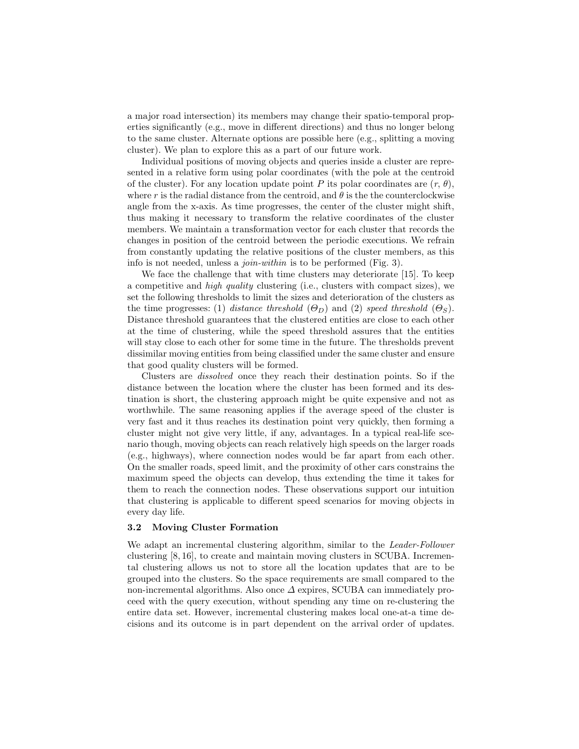a major road intersection) its members may change their spatio-temporal properties significantly (e.g., move in different directions) and thus no longer belong to the same cluster. Alternate options are possible here (e.g., splitting a moving cluster). We plan to explore this as a part of our future work.

Individual positions of moving objects and queries inside a cluster are represented in a relative form using polar coordinates (with the pole at the centroid of the cluster). For any location update point $P$ its polar coordinates are ($r$, $\theta$), where $r$ is the radial distance from the centroid, and $\theta$ is the the counterclockwise angle from the x-axis. As time progresses, the center of the cluster might shift, thus making it necessary to transform the relative coordinates of the cluster members. We maintain a transformation vector for each cluster that records the changes in position of the centroid between the periodic executions. We refrain from constantly updating the relative positions of the cluster members, as this info is not needed, unless a *join-within* is to be performed (Fig. 3).

We face the challenge that with time clusters may deteriorate [15]. To keep a competitive and *high quality* clustering (i.e., clusters with compact sizes), we set the following thresholds to limit the sizes and deterioration of the clusters as the time progresses: (1) *distance threshold* ($\Theta_D$) and (2) *speed threshold* ($\Theta_S$). Distance threshold guarantees that the clustered entities are close to each other at the time of clustering, while the speed threshold assures that the entities will stay close to each other for some time in the future. The thresholds prevent dissimilar moving entities from being classified under the same cluster and ensure that good quality clusters will be formed.

Clusters are *dissolved* once they reach their destination points. So if the distance between the location where the cluster has been formed and its destination is short, the clustering approach might be quite expensive and not as worthwhile. The same reasoning applies if the average speed of the cluster is very fast and it thus reaches its destination point very quickly, then forming a cluster might not give very little, if any, advantages. In a typical real-life scenario though, moving objects can reach relatively high speeds on the larger roads (e.g., highways), where connection nodes would be far apart from each other. On the smaller roads, speed limit, and the proximity of other cars constrains the maximum speed the objects can develop, thus extending the time it takes for them to reach the connection nodes. These observations support our intuition that clustering is applicable to different speed scenarios for moving objects in every day life.

### 3.2 Moving Cluster Formation

We adapt an incremental clustering algorithm, similar to the *Leader-Follower* clustering [8, 16], to create and maintain moving clusters in SCUBA. Incremental clustering allows us not to store all the location updates that are to be grouped into the clusters. So the space requirements are small compared to the non-incremental algorithms. Also once $\Delta$ expires, SCUBA can immediately proceed with the query execution, without spending any time on re-clustering the entire data set. However, incremental clustering makes local one-at-a time decisions and its outcome is in part dependent on the arrival order of updates.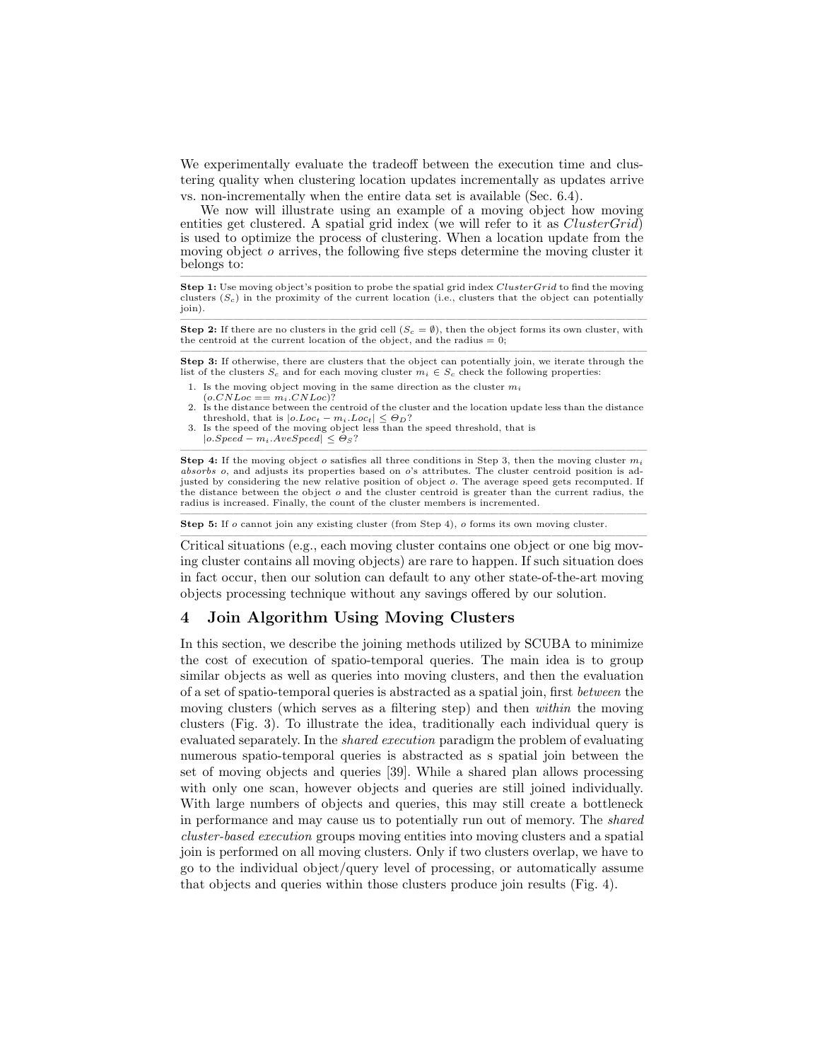We experimentally evaluate the tradeoff between the execution time and clustering quality when clustering location updates incrementally as updates arrive vs. non-incrementally when the entire data set is available (Sec. 6.4).

We now will illustrate using an example of a moving object how moving entities get clustered. A spatial grid index (we will refer to it as $ClusterGrid$) is used to optimize the process of clustering. When a location update from the moving object $o$ arrives, the following five steps determine the moving cluster it belongs to:

---

**Step 1:** Use moving object's position to probe the spatial grid index $ClusterGrid$ to find the moving clusters ($S_c$) in the proximity of the current location (i.e., clusters that the object can potentially join).

---

**Step 2:** If there are no clusters in the grid cell ($S_c = \emptyset$), then the object forms its own cluster, with the centroid at the current location of the object, and the radius = 0;

---

**Step 3:** If otherwise, there are clusters that the object can potentially join, we iterate through the list of the clusters $S_c$ and for each moving cluster $m_i \in S_c$ check the following properties:

1. Is the moving object moving in the same direction as the cluster $m_i$ ($o.CNLoc == m_i.CNLoc$)?
2. Is the distance between the centroid of the cluster and the location update less than the distance threshold, that is $|o.Loc_t - m_i.Loc_t| \leq \Theta_D$?
3. Is the speed of the moving object less than the speed threshold, that is $|o.Speed - m_i.AveSpeed| \leq \Theta_S$?

---

**Step 4:** If the moving object $o$ satisfies all three conditions in Step 3, then the moving cluster $m_i$ *absorbs* $o$, and adjusts its properties based on $o$'s attributes. The cluster centroid position is adjusted by considering the new relative position of object $o$. The average speed gets recomputed. If the distance between the object $o$ and the cluster centroid is greater than the current radius, the radius is increased. Finally, the count of the cluster members is incremented.

---

**Step 5:** If $o$ cannot join any existing cluster (from Step 4), $o$ forms its own moving cluster.

---

Critical situations (e.g., each moving cluster contains one object or one big moving cluster contains all moving objects) are rare to happen. If such situation does in fact occur, then our solution can default to any other state-of-the-art moving objects processing technique without any savings offered by our solution.

## 4 Join Algorithm Using Moving Clusters

In this section, we describe the joining methods utilized by SCUBA to minimize the cost of execution of spatio-temporal queries. The main idea is to group similar objects as well as queries into moving clusters, and then the evaluation of a set of spatio-temporal queries is abstracted as a spatial join, first *between* the moving clusters (which serves as a filtering step) and then *within* the moving clusters (Fig. 3). To illustrate the idea, traditionally each individual query is evaluated separately. In the *shared execution* paradigm the problem of evaluating numerous spatio-temporal queries is abstracted as s spatial join between the set of moving objects and queries [39]. While a shared plan allows processing with only one scan, however objects and queries are still joined individually. With large numbers of objects and queries, this may still create a bottleneck in performance and may cause us to potentially run out of memory. The *shared cluster-based execution* groups moving entities into moving clusters and a spatial join is performed on all moving clusters. Only if two clusters overlap, we have to go to the individual object/query level of processing, or automatically assume that objects and queries within those clusters produce join results (Fig. 4).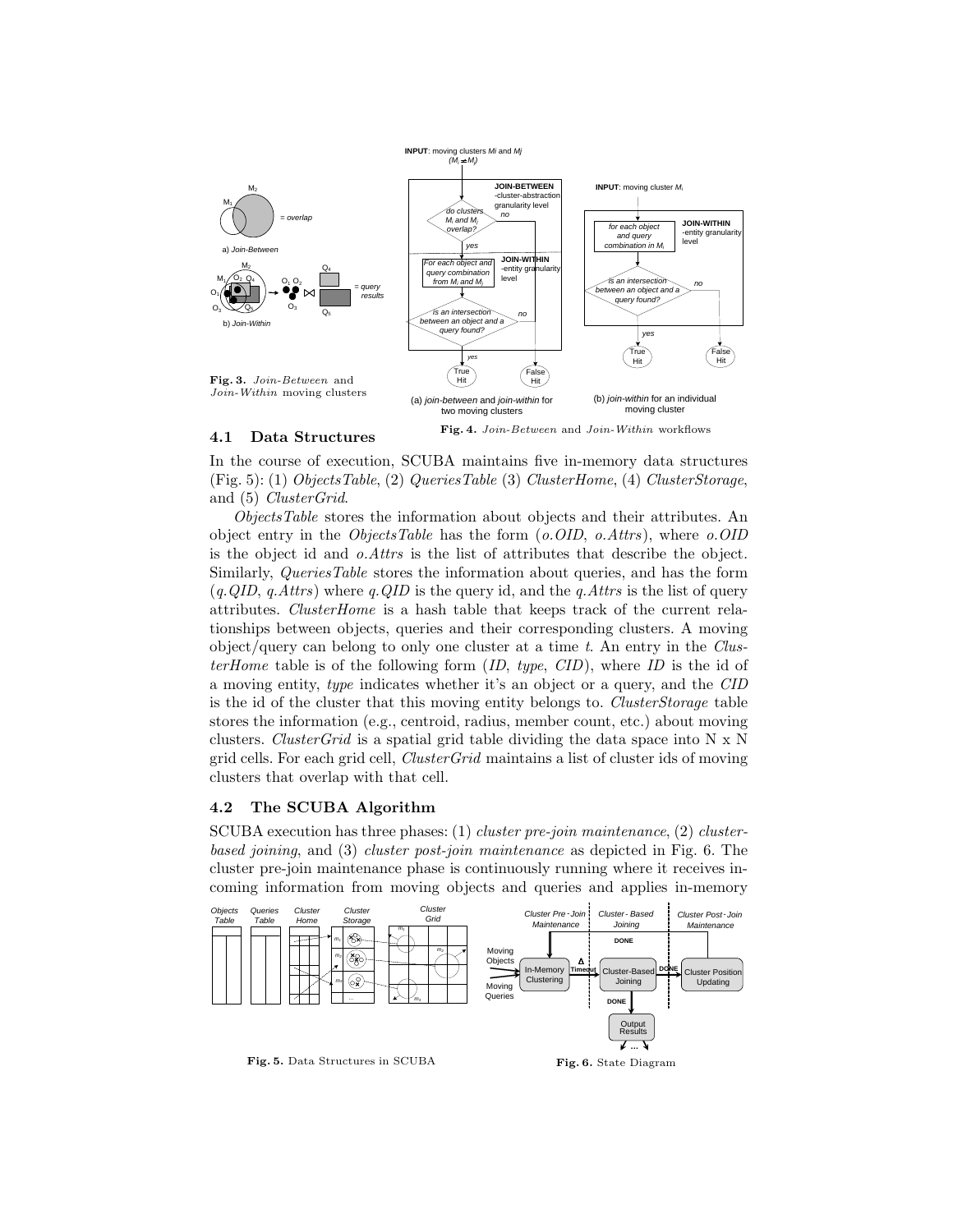Fig. 3. *Join-Between* and *Join-Within* moving clusters

Fig. 4. *Join-Between* and *Join-Within* workflows

### 4.1 Data Structures

In the course of execution, SCUBA maintains five in-memory data structures (Fig. 5): (1) *ObjectsTable*, (2) *QueriesTable* (3) *ClusterHome*, (4) *ClusterStorage*, and (5) *ClusterGrid*.

*ObjectsTable* stores the information about objects and their attributes. An object entry in the *ObjectsTable* has the form (*o.OID*, *o.Attrs*), where *o.OID* is the object id and *o.Attrs* is the list of attributes that describe the object. Similarly, *QueriesTable* stores the information about queries, and has the form (*q.QID*, *q.Attrs*) where *q.QID* is the query id, and the *q.Attrs* is the list of query attributes. *ClusterHome* is a hash table that keeps track of the current relationships between objects, queries and their corresponding clusters. A moving object/query can belong to only one cluster at a time *t*. An entry in the *ClusterHome* table is of the following form (*ID*, *type*, *CID*), where *ID* is the id of a moving entity, *type* indicates whether it's an object or a query, and the *CID* is the id of the cluster that this moving entity belongs to. *ClusterStorage* table stores the information (e.g., centroid, radius, member count, etc.) about moving clusters. *ClusterGrid* is a spatial grid table dividing the data space into N x N grid cells. For each grid cell, *ClusterGrid* maintains a list of cluster ids of moving clusters that overlap with that cell.

### 4.2 The SCUBA Algorithm

SCUBA execution has three phases: (1) *cluster pre-join maintenance*, (2) *cluster-based joining*, and (3) *cluster post-join maintenance* as depicted in Fig. 6. The cluster pre-join maintenance phase is continuously running where it receives incoming information from moving objects and queries and applies in-memory

Fig. 5. Data Structures in SCUBA

Fig. 6. State Diagram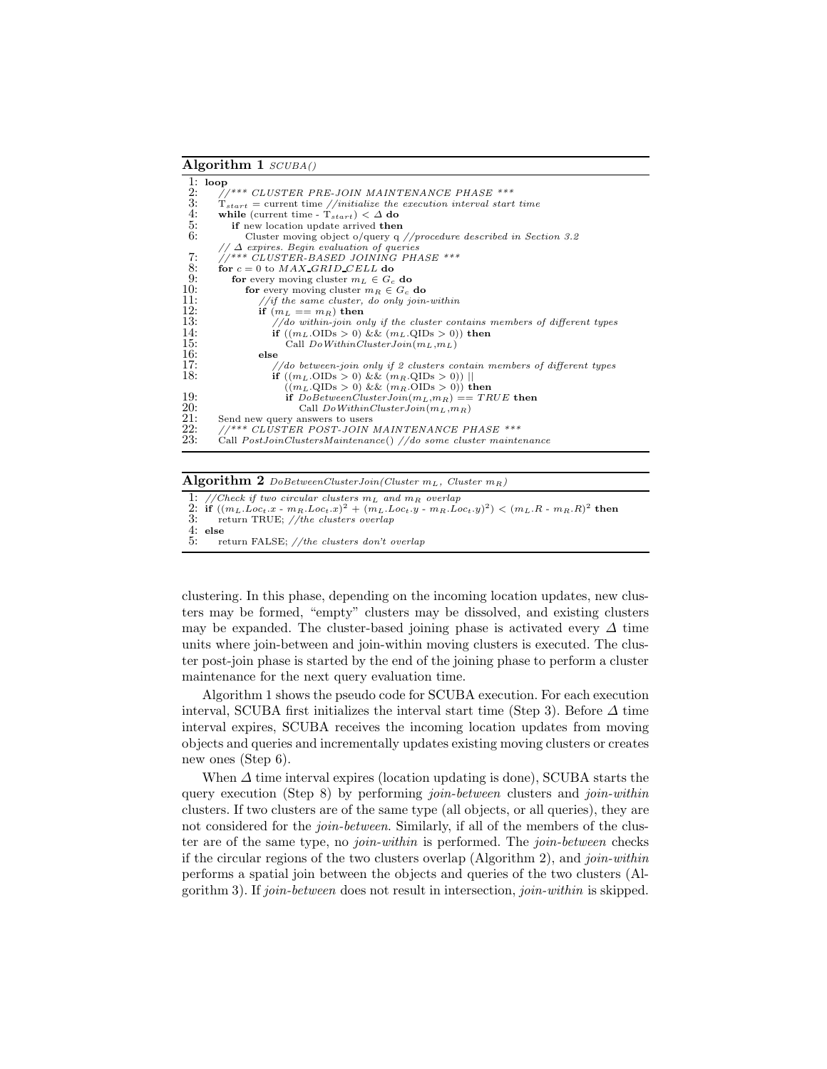**Algorithm 1** *SCUBA()*

```
1:  loop
2:     //*** CLUSTER PRE-JOIN MAINTENANCE PHASE ***
3:     T_start = current time //initialize the execution interval start time
4:     while (current time - T_start) < Δ do
5:        if new location update arrived then
6:           Cluster moving object o/query q //procedure described in Section 3.2
       // Δ expires. Begin evaluation of queries
7:     //*** CLUSTER-BASED JOINING PHASE ***
8:     for c = 0 to MAX_GRID_CELL do
9:        for every moving cluster m_L ∈ G_c do
10:          for every moving cluster m_R ∈ G_c do
11:             //if the same cluster, do only join-within
12:             if (m_L == m_R) then
13:                //do within-join only if the cluster contains members of different types
14:                if ((m_L.OIDs > 0) && (m_L.QIDs > 0)) then
15:                   Call DoWithinClusterJoin(m_L,m_L)
16:             else
17:                //do between-join only if 2 clusters contain members of different types
18:                if ((m_L.OIDs > 0) && (m_R.QIDs > 0)) ||
                      ((m_L.QIDs > 0) && (m_R.OIDs > 0)) then
19:                   if DoBetweenClusterJoin(m_L,m_R) == TRUE then
20:                      Call DoWithinClusterJoin(m_L,m_R)
21:    Send new query answers to users
22:    //*** CLUSTER POST-JOIN MAINTENANCE PHASE ***
23:    Call PostJoinClustersMaintenance() //do some cluster maintenance
```

**Algorithm 2** *DoBetweenClusterJoin(Cluster $m_L$, Cluster $m_R$)*

```
1: //Check if two circular clusters m_L and m_R overlap
2: if ((m_L.Loc_t.x - m_R.Loc_t.x)^2 + (m_L.Loc_t.y - m_R.Loc_t.y)^2) < (m_L.R - m_R.R)^2 then
3:    return TRUE; //the clusters overlap
4: else
5:    return FALSE; //the clusters don't overlap
```

clustering. In this phase, depending on the incoming location updates, new clusters may be formed, "empty" clusters may be dissolved, and existing clusters may be expanded. The cluster-based joining phase is activated every $\Delta$ time units where join-between and join-within moving clusters is executed. The cluster post-join phase is started by the end of the joining phase to perform a cluster maintenance for the next query evaluation time.

Algorithm 1 shows the pseudo code for SCUBA execution. For each execution interval, SCUBA first initializes the interval start time (Step 3). Before $\Delta$ time interval expires, SCUBA receives the incoming location updates from moving objects and queries and incrementally updates existing moving clusters or creates new ones (Step 6).

When $\Delta$ time interval expires (location updating is done), SCUBA starts the query execution (Step 8) by performing *join-between* clusters and *join-within* clusters. If two clusters are of the same type (all objects, or all queries), they are not considered for the *join-between*. Similarly, if all of the members of the cluster are of the same type, no *join-within* is performed. The *join-between* checks if the circular regions of the two clusters overlap (Algorithm 2), and *join-within* performs a spatial join between the objects and queries of the two clusters (Algorithm 3). If *join-between* does not result in intersection, *join-within* is skipped.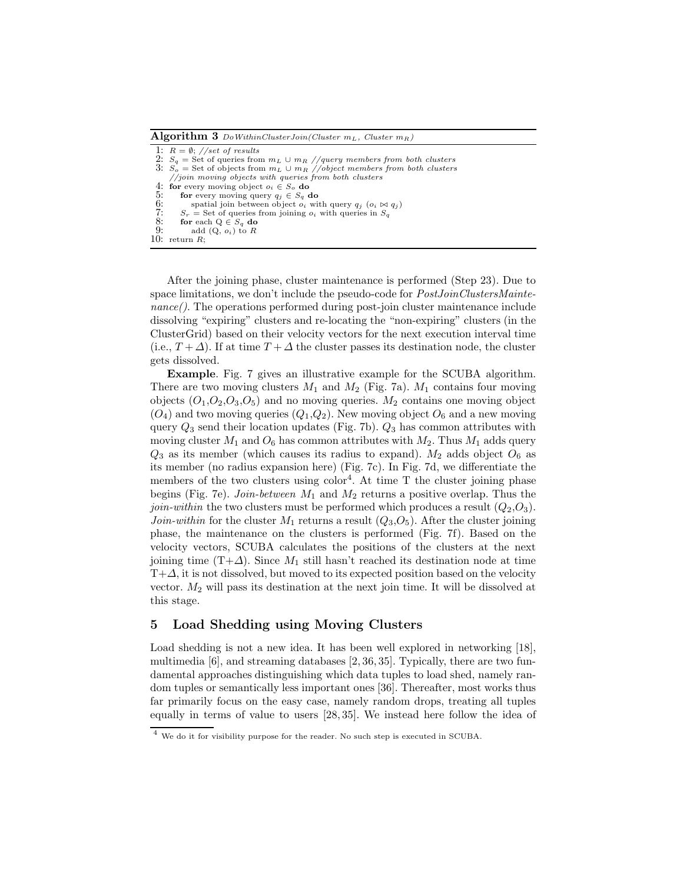**Algorithm 3** *DoWithinClusterJoin(Cluster $m_L$, Cluster $m_R$)*

```
1:  R = ∅; //set of results
2:  S_q = Set of queries from m_L ∪ m_R //query members from both clusters
3:  S_o = Set of objects from m_L ∪ m_R //object members from both clusters
    //join moving objects with queries from both clusters
4:  for every moving object o_i ∈ S_o do
5:     for every moving query q_j ∈ S_q do
6:        spatial join between object o_i with query q_j (o_i ⋈ q_j)
7:     S_r = Set of queries from joining o_i with queries in S_q
8:     for each Q ∈ S_q do
9:        add (Q, o_i) to R
10: return R;
```

After the joining phase, cluster maintenance is performed (Step 23). Due to space limitations, we don't include the pseudo-code for *PostJoinClustersMaintenance()*. The operations performed during post-join cluster maintenance include dissolving "expiring" clusters and re-locating the "non-expiring" clusters (in the ClusterGrid) based on their velocity vectors for the next execution interval time (i.e., $T + \Delta$). If at time $T + \Delta$ the cluster passes its destination node, the cluster gets dissolved.

**Example**. Fig. 7 gives an illustrative example for the SCUBA algorithm. There are two moving clusters $M_1$ and $M_2$ (Fig. 7a). $M_1$ contains four moving objects ($O_1$,$O_2$,$O_3$,$O_5$) and no moving queries. $M_2$ contains one moving object ($O_4$) and two moving queries ($Q_1$,$Q_2$). New moving object $O_6$ and a new moving query $Q_3$ send their location updates (Fig. 7b). $Q_3$ has common attributes with moving cluster $M_1$ and $O_6$ has common attributes with $M_2$. Thus $M_1$ adds query $Q_3$ as its member (which causes its radius to expand). $M_2$ adds object $O_6$ as its member (no radius expansion here) (Fig. 7c). In Fig. 7d, we differentiate the members of the two clusters using color[4]. At time T the cluster joining phase begins (Fig. 7e). *Join-between* $M_1$ and $M_2$ returns a positive overlap. Thus the *join-within* the two clusters must be performed which produces a result ($Q_2$,$O_3$). *Join-within* for the cluster $M_1$ returns a result ($Q_3$,$O_5$). After the cluster joining phase, the maintenance on the clusters is performed (Fig. 7f). Based on the velocity vectors, SCUBA calculates the positions of the clusters at the next joining time (T+$\Delta$). Since $M_1$ still hasn't reached its destination node at time T+$\Delta$, it is not dissolved, but moved to its expected position based on the velocity vector. $M_2$ will pass its destination at the next join time. It will be dissolved at this stage.

## 5 Load Shedding using Moving Clusters

Load shedding is not a new idea. It has been well explored in networking [18], multimedia [6], and streaming databases [2, 36, 35]. Typically, there are two fundamental approaches distinguishing which data tuples to load shed, namely random tuples or semantically less important ones [36]. Thereafter, most works thus far primarily focus on the easy case, namely random drops, treating all tuples equally in terms of value to users [28, 35]. We instead here follow the idea of

[4] We do it for visibility purpose for the reader. No such step is executed in SCUBA.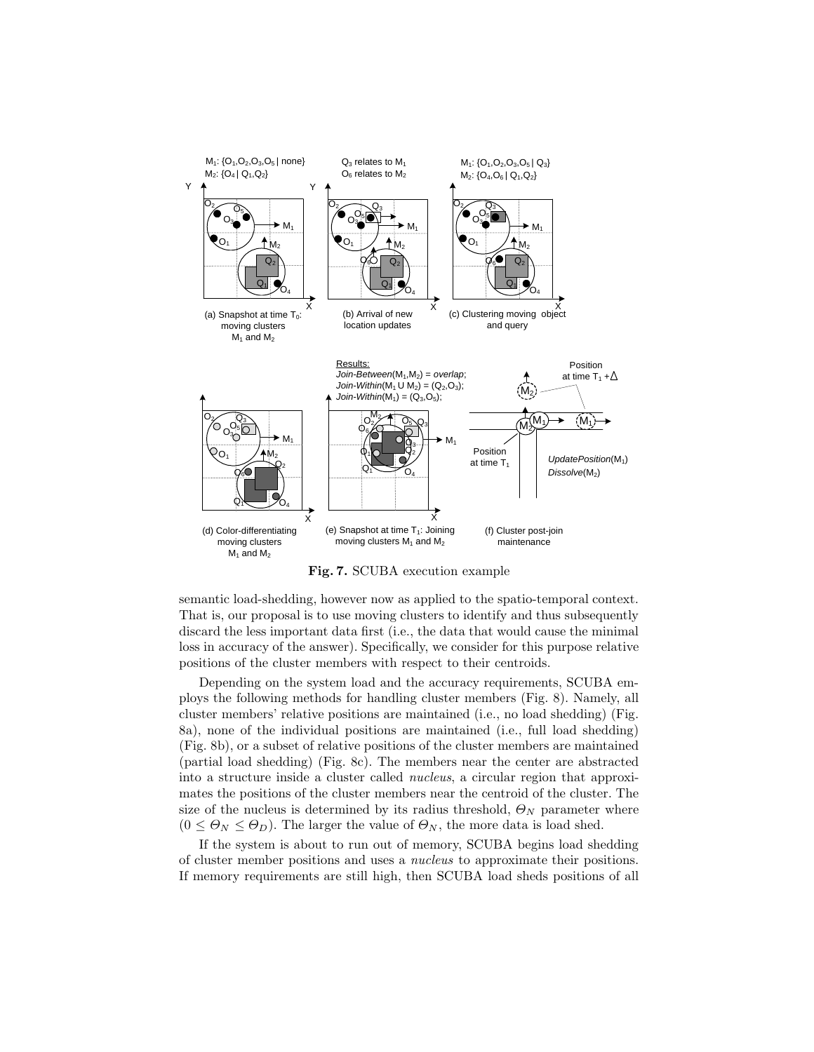**Fig. 7.** SCUBA execution example

semantic load-shedding, however now as applied to the spatio-temporal context. That is, our proposal is to use moving clusters to identify and thus subsequently discard the less important data first (i.e., the data that would cause the minimal loss in accuracy of the answer). Specifically, we consider for this purpose relative positions of the cluster members with respect to their centroids.

Depending on the system load and the accuracy requirements, SCUBA employs the following methods for handling cluster members (Fig. 8). Namely, all cluster members' relative positions are maintained (i.e., no load shedding) (Fig. 8a), none of the individual positions are maintained (i.e., full load shedding) (Fig. 8b), or a subset of relative positions of the cluster members are maintained (partial load shedding) (Fig. 8c). The members near the center are abstracted into a structure inside a cluster called *nucleus*, a circular region that approximates the positions of the cluster members near the centroid of the cluster. The size of the nucleus is determined by its radius threshold, $\Theta_N$ parameter where $(0 \leq \Theta_N \leq \Theta_D)$. The larger the value of $\Theta_N$, the more data is load shed.

If the system is about to run out of memory, SCUBA begins load shedding of cluster member positions and uses a *nucleus* to approximate their positions. If memory requirements are still high, then SCUBA load sheds positions of all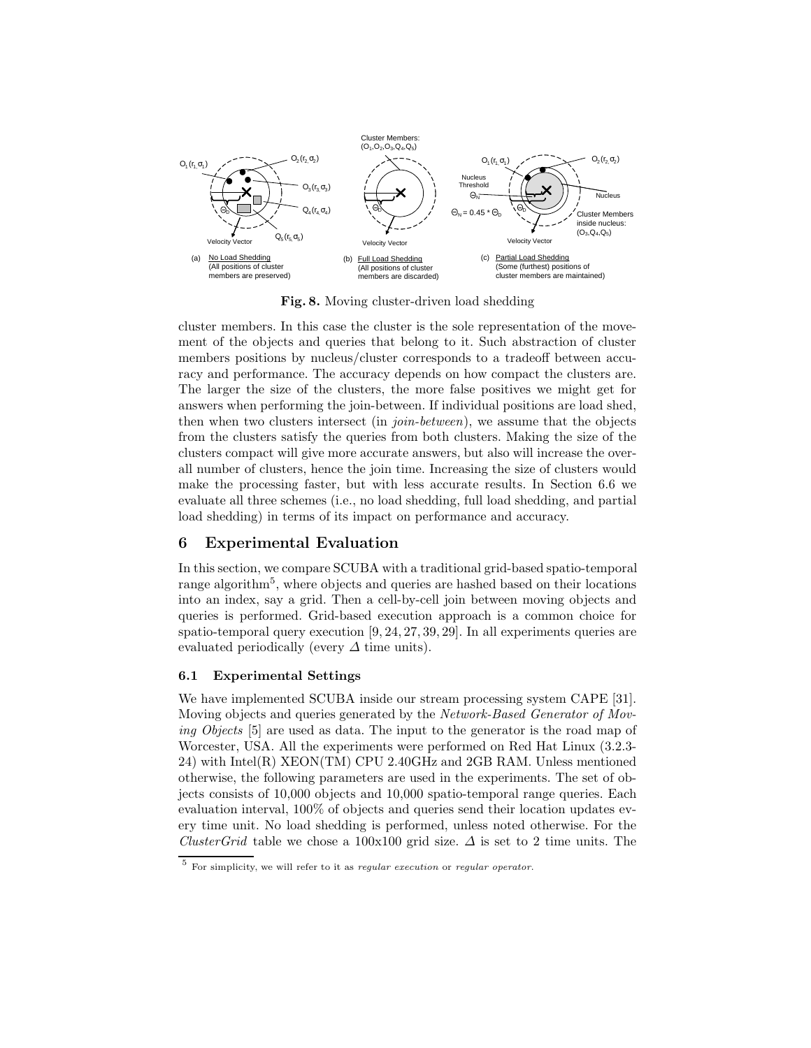**Fig. 8.** Moving cluster-driven load shedding

cluster members. In this case the cluster is the sole representation of the movement of the objects and queries that belong to it. Such abstraction of cluster members positions by nucleus/cluster corresponds to a tradeoff between accuracy and performance. The accuracy depends on how compact the clusters are. The larger the size of the clusters, the more false positives we might get for answers when performing the join-between. If individual positions are load shed, then when two clusters intersect (in *join-between*), we assume that the objects from the clusters satisfy the queries from both clusters. Making the size of the clusters compact will give more accurate answers, but also will increase the overall number of clusters, hence the join time. Increasing the size of clusters would make the processing faster, but with less accurate results. In Section 6.6 we evaluate all three schemes (i.e., no load shedding, full load shedding, and partial load shedding) in terms of its impact on performance and accuracy.

## 6 Experimental Evaluation

In this section, we compare SCUBA with a traditional grid-based spatio-temporal range algorithm[5], where objects and queries are hashed based on their locations into an index, say a grid. Then a cell-by-cell join between moving objects and queries is performed. Grid-based execution approach is a common choice for spatio-temporal query execution [9, 24, 27, 39, 29]. In all experiments queries are evaluated periodically (every $\Delta$ time units).

### 6.1 Experimental Settings

We have implemented SCUBA inside our stream processing system CAPE [31]. Moving objects and queries generated by the *Network-Based Generator of Moving Objects* [5] are used as data. The input to the generator is the road map of Worcester, USA. All the experiments were performed on Red Hat Linux (3.2.3-24) with Intel(R) XEON(TM) CPU 2.40GHz and 2GB RAM. Unless mentioned otherwise, the following parameters are used in the experiments. The set of objects consists of 10,000 objects and 10,000 spatio-temporal range queries. Each evaluation interval, 100% of objects and queries send their location updates every time unit. No load shedding is performed, unless noted otherwise. For the *ClusterGrid* table we chose a 100x100 grid size. $\Delta$ is set to 2 time units. The

[5] For simplicity, we will refer to it as *regular execution* or *regular operator*.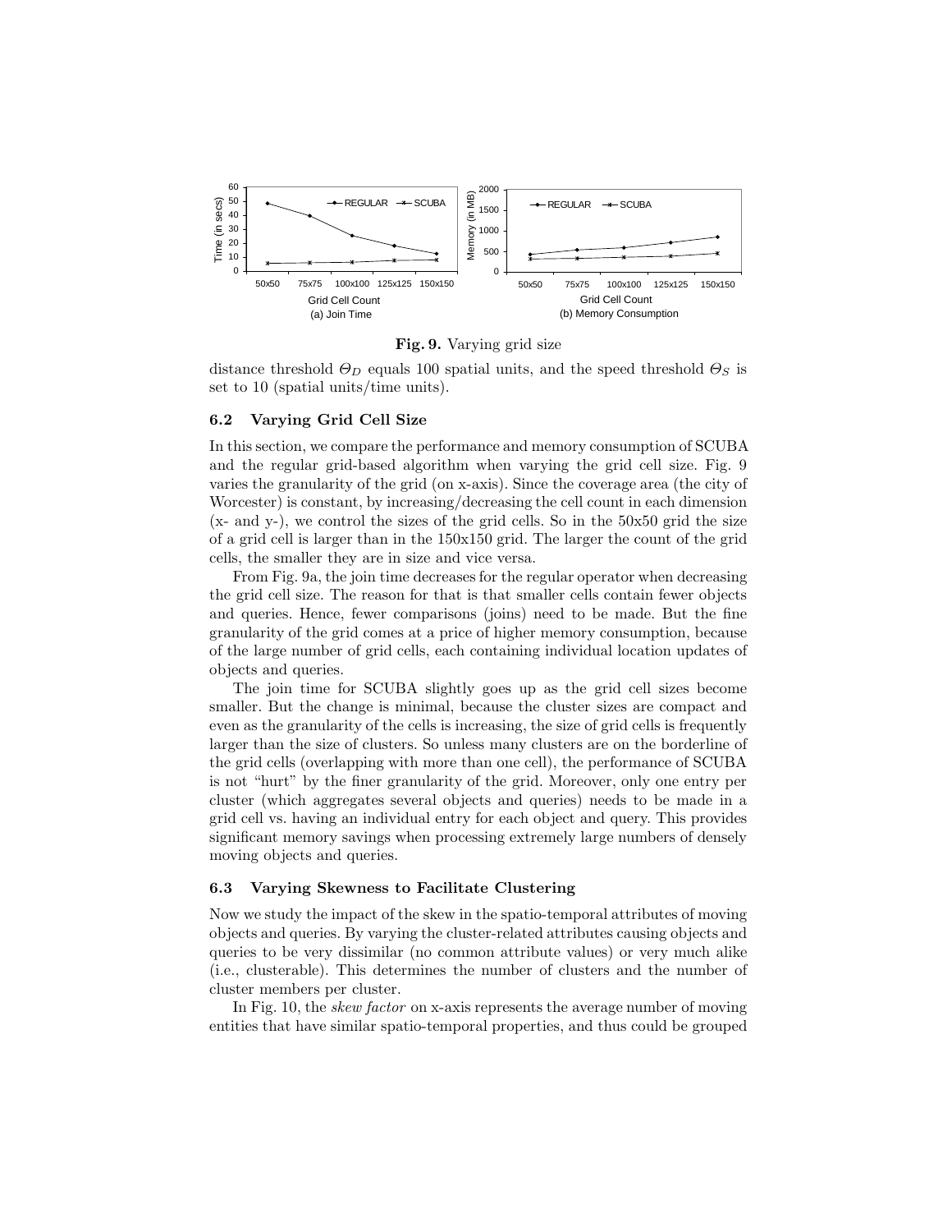Fig. 9. Varying grid size

distance threshold $\Theta_D$ equals 100 spatial units, and the speed threshold $\Theta_S$ is set to 10 (spatial units/time units).

### 6.2 Varying Grid Cell Size

In this section, we compare the performance and memory consumption of SCUBA and the regular grid-based algorithm when varying the grid cell size. Fig. 9 varies the granularity of the grid (on x-axis). Since the coverage area (the city of Worcester) is constant, by increasing/decreasing the cell count in each dimension (x- and y-), we control the sizes of the grid cells. So in the 50x50 grid the size of a grid cell is larger than in the 150x150 grid. The larger the count of the grid cells, the smaller they are in size and vice versa.

From Fig. 9a, the join time decreases for the regular operator when decreasing the grid cell size. The reason for that is that smaller cells contain fewer objects and queries. Hence, fewer comparisons (joins) need to be made. But the fine granularity of the grid comes at a price of higher memory consumption, because of the large number of grid cells, each containing individual location updates of objects and queries.

The join time for SCUBA slightly goes up as the grid cell sizes become smaller. But the change is minimal, because the cluster sizes are compact and even as the granularity of the cells is increasing, the size of grid cells is frequently larger than the size of clusters. So unless many clusters are on the borderline of the grid cells (overlapping with more than one cell), the performance of SCUBA is not "hurt" by the finer granularity of the grid. Moreover, only one entry per cluster (which aggregates several objects and queries) needs to be made in a grid cell vs. having an individual entry for each object and query. This provides significant memory savings when processing extremely large numbers of densely moving objects and queries.

### 6.3 Varying Skewness to Facilitate Clustering

Now we study the impact of the skew in the spatio-temporal attributes of moving objects and queries. By varying the cluster-related attributes causing objects and queries to be very dissimilar (no common attribute values) or very much alike (i.e., clusterable). This determines the number of clusters and the number of cluster members per cluster.

In Fig. 10, the *skew factor* on x-axis represents the average number of moving entities that have similar spatio-temporal properties, and thus could be grouped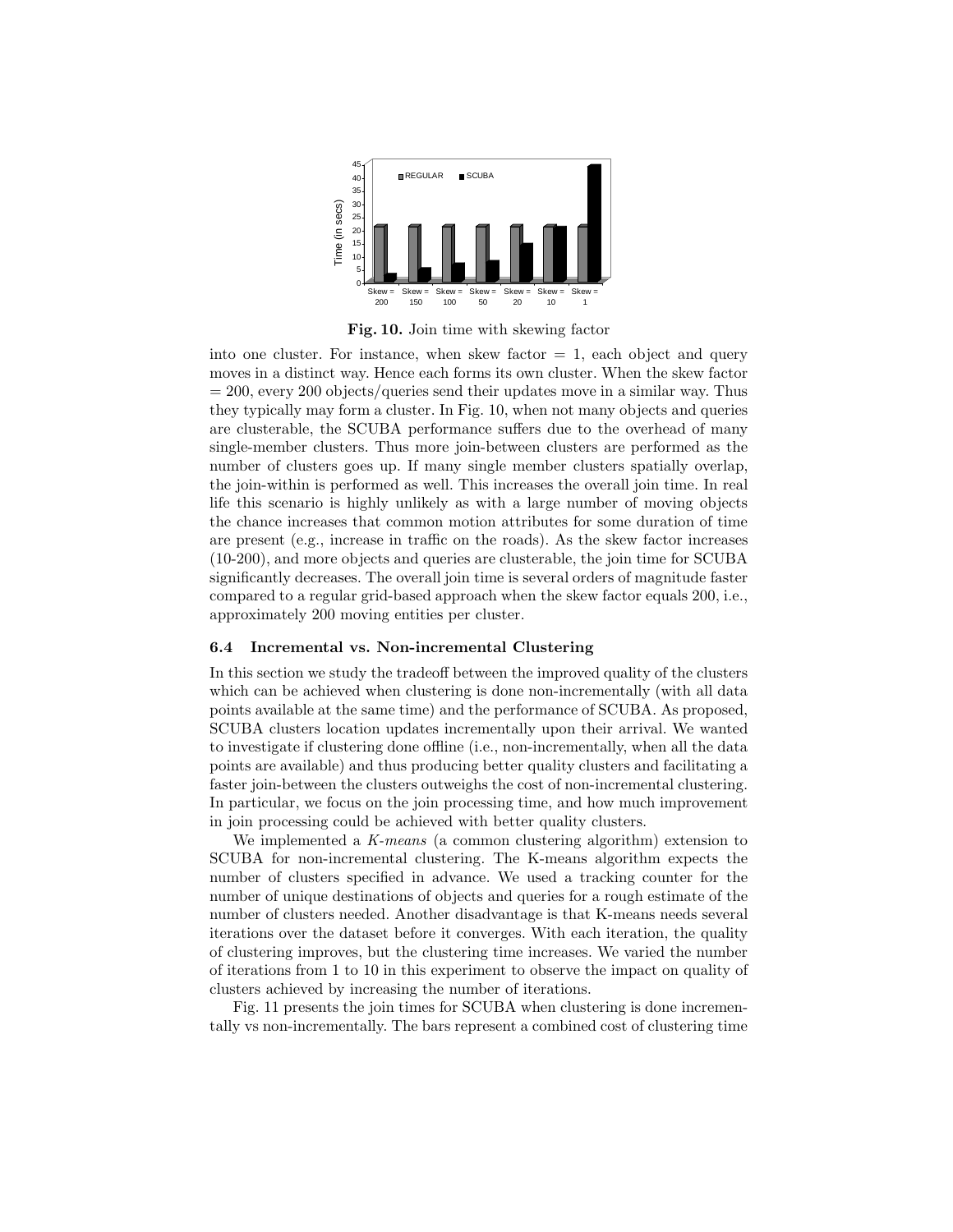**Fig. 10.** Join time with skewing factor

into one cluster. For instance, when skew factor = 1, each object and query moves in a distinct way. Hence each forms its own cluster. When the skew factor = 200, every 200 objects/queries send their updates move in a similar way. Thus they typically may form a cluster. In Fig. 10, when not many objects and queries are clusterable, the SCUBA performance suffers due to the overhead of many single-member clusters. Thus more join-between clusters are performed as the number of clusters goes up. If many single member clusters spatially overlap, the join-within is performed as well. This increases the overall join time. In real life this scenario is highly unlikely as with a large number of moving objects the chance increases that common motion attributes for some duration of time are present (e.g., increase in traffic on the roads). As the skew factor increases (10-200), and more objects and queries are clusterable, the join time for SCUBA significantly decreases. The overall join time is several orders of magnitude faster compared to a regular grid-based approach when the skew factor equals 200, i.e., approximately 200 moving entities per cluster.

### 6.4 Incremental vs. Non-incremental Clustering

In this section we study the tradeoff between the improved quality of the clusters which can be achieved when clustering is done non-incrementally (with all data points available at the same time) and the performance of SCUBA. As proposed, SCUBA clusters location updates incrementally upon their arrival. We wanted to investigate if clustering done offline (i.e., non-incrementally, when all the data points are available) and thus producing better quality clusters and facilitating a faster join-between the clusters outweighs the cost of non-incremental clustering. In particular, we focus on the join processing time, and how much improvement in join processing could be achieved with better quality clusters.

We implemented a *K-means* (a common clustering algorithm) extension to SCUBA for non-incremental clustering. The K-means algorithm expects the number of clusters specified in advance. We used a tracking counter for the number of unique destinations of objects and queries for a rough estimate of the number of clusters needed. Another disadvantage is that K-means needs several iterations over the dataset before it converges. With each iteration, the quality of clustering improves, but the clustering time increases. We varied the number of iterations from 1 to 10 in this experiment to observe the impact on quality of clusters achieved by increasing the number of iterations.

Fig. 11 presents the join times for SCUBA when clustering is done incrementally vs non-incrementally. The bars represent a combined cost of clustering time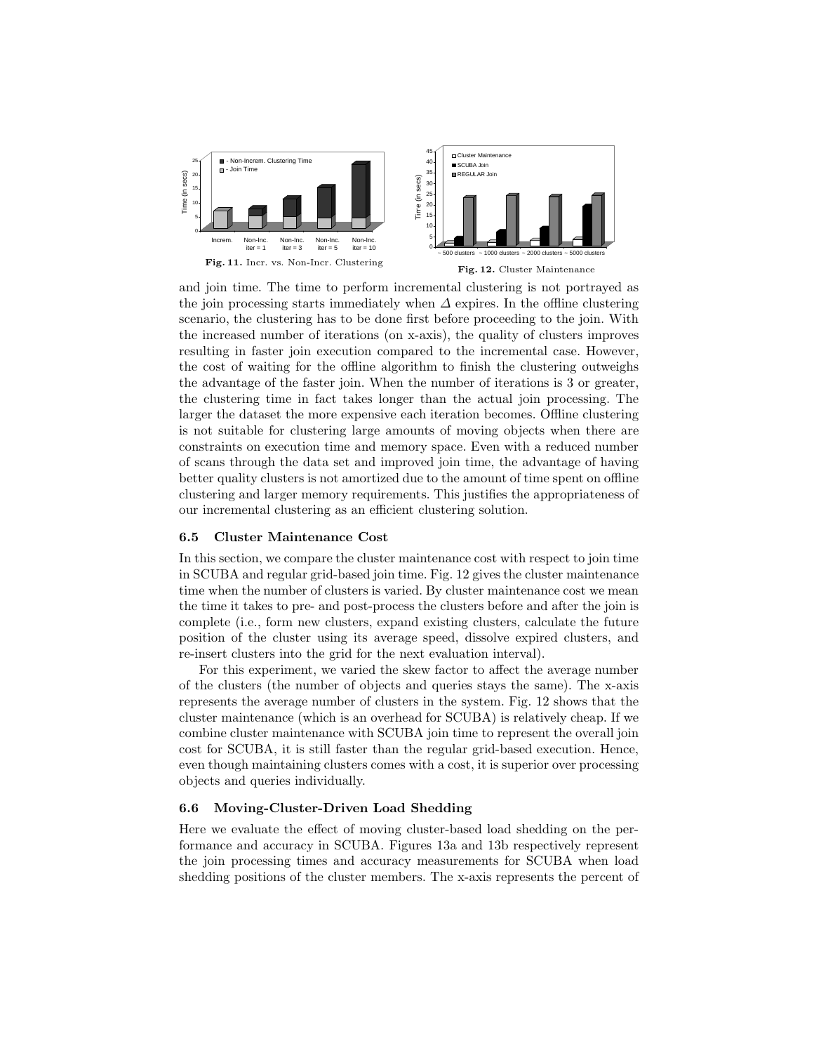25
20
15
10
5
0
Time (in secs)

- Non-Increm. Clustering Time
- Join Time

Increm. Non-Inc. iter = 1 Non-Inc. iter = 3 Non-Inc. iter = 5 Non-Inc. iter = 10

**Fig. 11.** Incr. vs. Non-Incr. Clustering

45
40
35
30
25
20
15
10
5
0
Time (in secs)

Cluster Maintenance
SCUBA Join
REGULAR Join

~ 500 clusters ~ 1000 clusters ~ 2000 clusters ~ 5000 clusters

**Fig. 12.** Cluster Maintenance

and join time. The time to perform incremental clustering is not portrayed as the join processing starts immediately when $\Delta$ expires. In the offline clustering scenario, the clustering has to be done first before proceeding to the join. With the increased number of iterations (on x-axis), the quality of clusters improves resulting in faster join execution compared to the incremental case. However, the cost of waiting for the offline algorithm to finish the clustering outweighs the advantage of the faster join. When the number of iterations is 3 or greater, the clustering time in fact takes longer than the actual join processing. The larger the dataset the more expensive each iteration becomes. Offline clustering is not suitable for clustering large amounts of moving objects when there are constraints on execution time and memory space. Even with a reduced number of scans through the data set and improved join time, the advantage of having better quality clusters is not amortized due to the amount of time spent on offline clustering and larger memory requirements. This justifies the appropriateness of our incremental clustering as an efficient clustering solution.

### 6.5 Cluster Maintenance Cost

In this section, we compare the cluster maintenance cost with respect to join time in SCUBA and regular grid-based join time. Fig. 12 gives the cluster maintenance time when the number of clusters is varied. By cluster maintenance cost we mean the time it takes to pre- and post-process the clusters before and after the join is complete (i.e., form new clusters, expand existing clusters, calculate the future position of the cluster using its average speed, dissolve expired clusters, and re-insert clusters into the grid for the next evaluation interval).

For this experiment, we varied the skew factor to affect the average number of the clusters (the number of objects and queries stays the same). The x-axis represents the average number of clusters in the system. Fig. 12 shows that the cluster maintenance (which is an overhead for SCUBA) is relatively cheap. If we combine cluster maintenance with SCUBA join time to represent the overall join cost for SCUBA, it is still faster than the regular grid-based execution. Hence, even though maintaining clusters comes with a cost, it is superior over processing objects and queries individually.

### 6.6 Moving-Cluster-Driven Load Shedding

Here we evaluate the effect of moving cluster-based load shedding on the performance and accuracy in SCUBA. Figures 13a and 13b respectively represent the join processing times and accuracy measurements for SCUBA when load shedding positions of the cluster members. The x-axis represents the percent of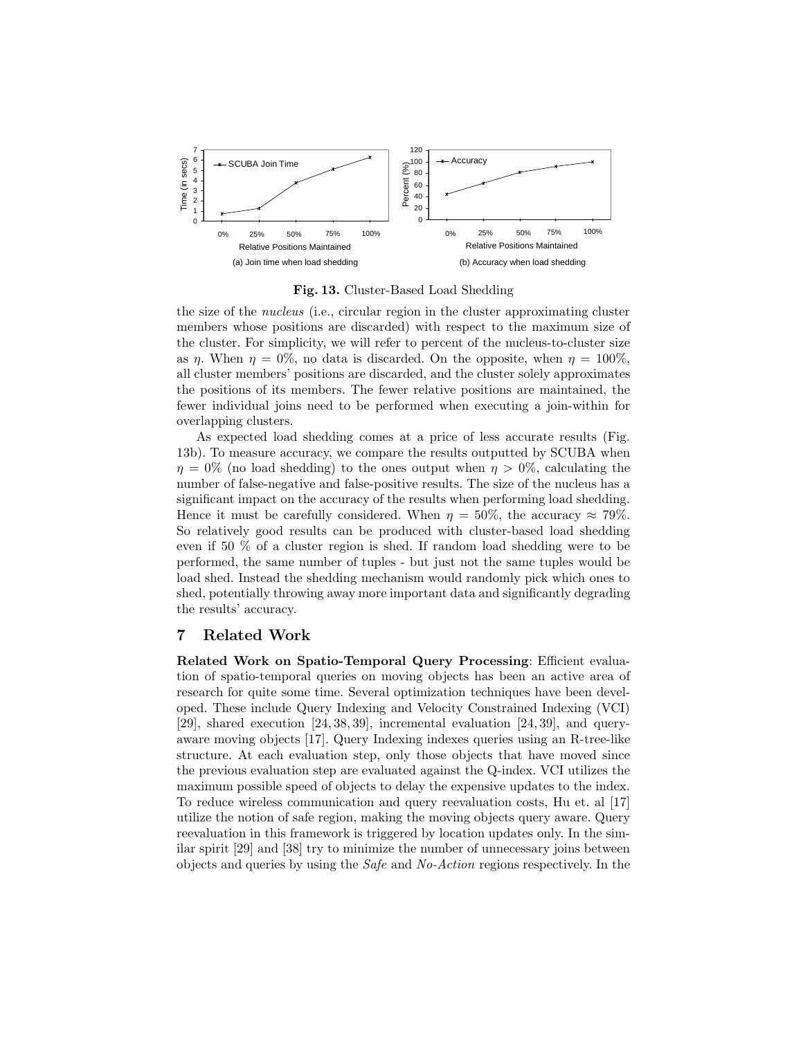**Fig. 13.** Cluster-Based Load Shedding

the size of the *nucleus* (i.e., circular region in the cluster approximating cluster members whose positions are discarded) with respect to the maximum size of the cluster. For simplicity, we will refer to percent of the nucleus-to-cluster size as $\eta$. When $\eta = 0\%$, no data is discarded. On the opposite, when $\eta = 100\%$, all cluster members' positions are discarded, and the cluster solely approximates the positions of its members. The fewer relative positions are maintained, the fewer individual joins need to be performed when executing a join-within for overlapping clusters.

As expected load shedding comes at a price of less accurate results (Fig. 13b). To measure accuracy, we compare the results outputted by SCUBA when $\eta = 0\%$ (no load shedding) to the ones output when $\eta > 0\%$, calculating the number of false-negative and false-positive results. The size of the nucleus has a significant impact on the accuracy of the results when performing load shedding. Hence it must be carefully considered. When $\eta = 50\%$, the accuracy $\approx 79\%$. So relatively good results can be produced with cluster-based load shedding even if 50 % of a cluster region is shed. If random load shedding were to be performed, the same number of tuples - but just not the same tuples would be load shed. Instead the shedding mechanism would randomly pick which ones to shed, potentially throwing away more important data and significantly degrading the results' accuracy.

## 7 Related Work

**Related Work on Spatio-Temporal Query Processing**: Efficient evaluation of spatio-temporal queries on moving objects has been an active area of research for quite some time. Several optimization techniques have been developed. These include Query Indexing and Velocity Constrained Indexing (VCI) [29], shared execution [24, 38, 39], incremental evaluation [24, 39], and query-aware moving objects [17]. Query Indexing indexes queries using an R-tree-like structure. At each evaluation step, only those objects that have moved since the previous evaluation step are evaluated against the Q-index. VCI utilizes the maximum possible speed of objects to delay the expensive updates to the index. To reduce wireless communication and query reevaluation costs, Hu et. al [17] utilize the notion of safe region, making the moving objects query aware. Query reevaluation in this framework is triggered by location updates only. In the similar spirit [29] and [38] try to minimize the number of unnecessary joins between objects and queries by using the *Safe* and *No-Action* regions respectively. In the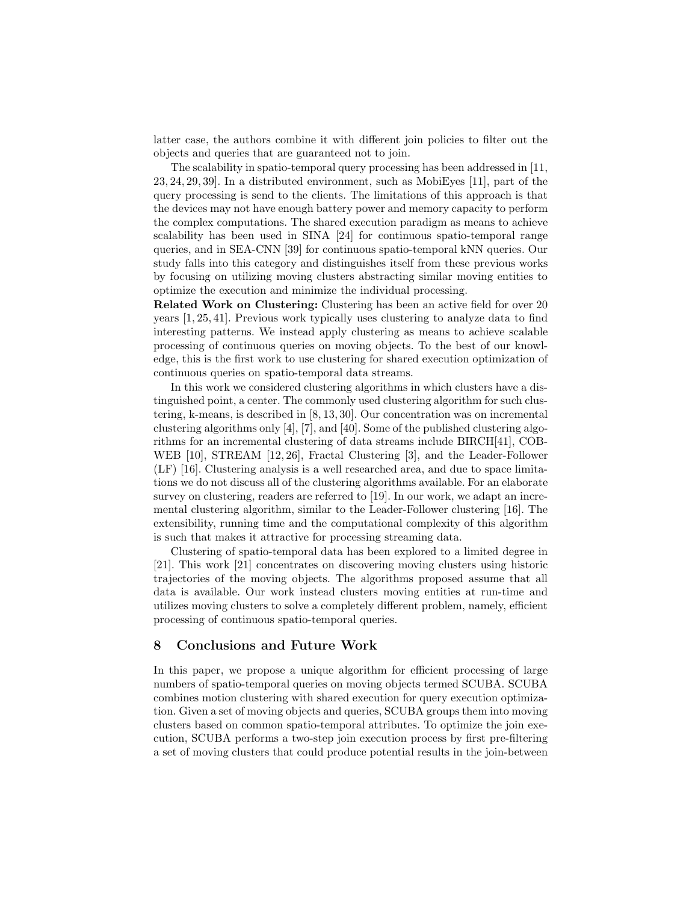latter case, the authors combine it with different join policies to filter out the objects and queries that are guaranteed not to join.

The scalability in spatio-temporal query processing has been addressed in [11, 23, 24, 29, 39]. In a distributed environment, such as MobiEyes [11], part of the query processing is send to the clients. The limitations of this approach is that the devices may not have enough battery power and memory capacity to perform the complex computations. The shared execution paradigm as means to achieve scalability has been used in SINA [24] for continuous spatio-temporal range queries, and in SEA-CNN [39] for continuous spatio-temporal kNN queries. Our study falls into this category and distinguishes itself from these previous works by focusing on utilizing moving clusters abstracting similar moving entities to optimize the execution and minimize the individual processing.

**Related Work on Clustering:** Clustering has been an active field for over 20 years [1, 25, 41]. Previous work typically uses clustering to analyze data to find interesting patterns. We instead apply clustering as means to achieve scalable processing of continuous queries on moving objects. To the best of our knowledge, this is the first work to use clustering for shared execution optimization of continuous queries on spatio-temporal data streams.

In this work we considered clustering algorithms in which clusters have a distinguished point, a center. The commonly used clustering algorithm for such clustering, k-means, is described in [8, 13, 30]. Our concentration was on incremental clustering algorithms only [4], [7], and [40]. Some of the published clustering algorithms for an incremental clustering of data streams include BIRCH[41], COBWEB [10], STREAM [12, 26], Fractal Clustering [3], and the Leader-Follower (LF) [16]. Clustering analysis is a well researched area, and due to space limitations we do not discuss all of the clustering algorithms available. For an elaborate survey on clustering, readers are referred to [19]. In our work, we adapt an incremental clustering algorithm, similar to the Leader-Follower clustering [16]. The extensibility, running time and the computational complexity of this algorithm is such that makes it attractive for processing streaming data.

Clustering of spatio-temporal data has been explored to a limited degree in [21]. This work [21] concentrates on discovering moving clusters using historic trajectories of the moving objects. The algorithms proposed assume that all data is available. Our work instead clusters moving entities at run-time and utilizes moving clusters to solve a completely different problem, namely, efficient processing of continuous spatio-temporal queries.

## 8 Conclusions and Future Work

In this paper, we propose a unique algorithm for efficient processing of large numbers of spatio-temporal queries on moving objects termed SCUBA. SCUBA combines motion clustering with shared execution for query execution optimization. Given a set of moving objects and queries, SCUBA groups them into moving clusters based on common spatio-temporal attributes. To optimize the join execution, SCUBA performs a two-step join execution process by first pre-filtering a set of moving clusters that could produce potential results in the join-between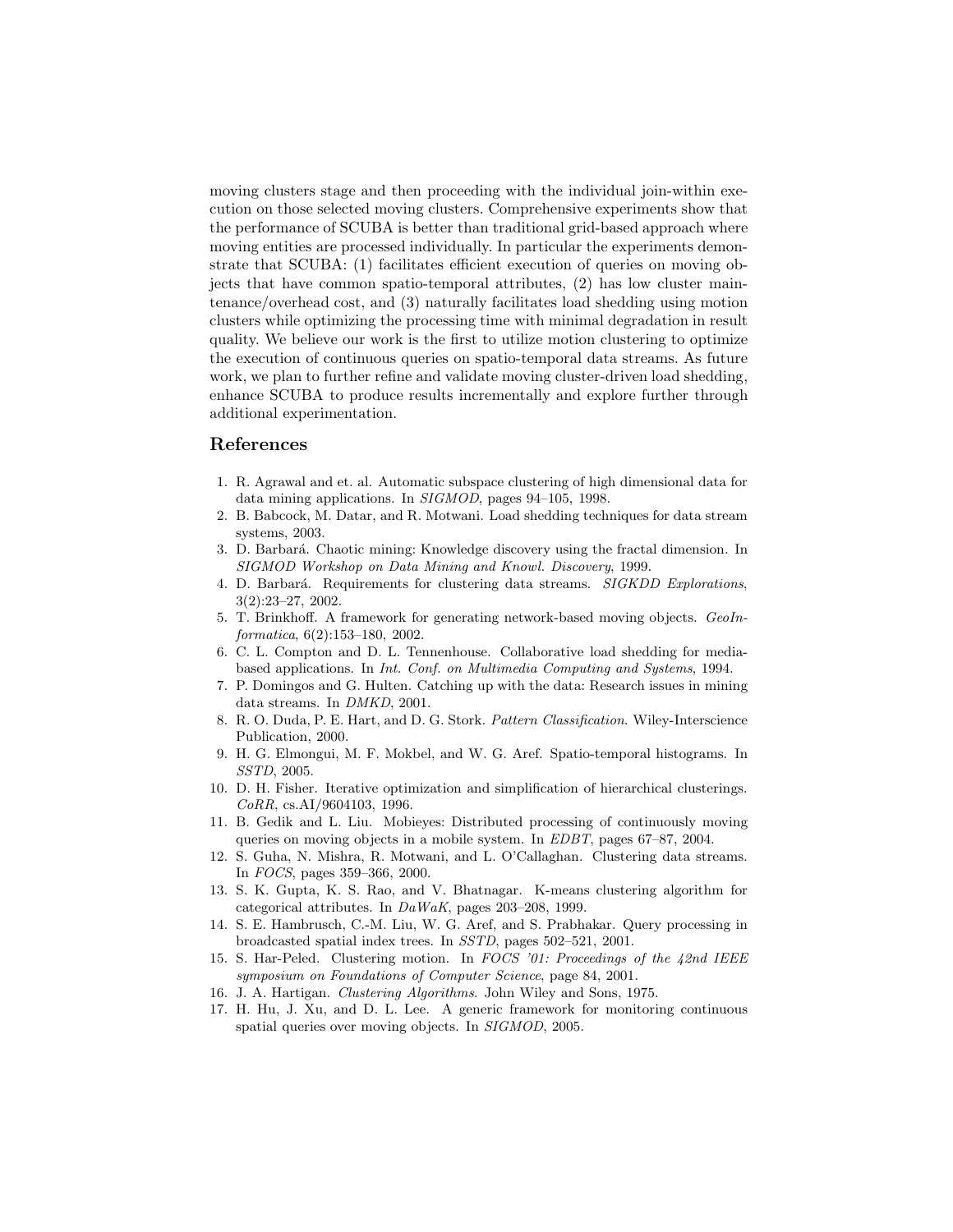moving clusters stage and then proceeding with the individual join-within execution on those selected moving clusters. Comprehensive experiments show that the performance of SCUBA is better than traditional grid-based approach where moving entities are processed individually. In particular the experiments demonstrate that SCUBA: (1) facilitates efficient execution of queries on moving objects that have common spatio-temporal attributes, (2) has low cluster maintenance/overhead cost, and (3) naturally facilitates load shedding using motion clusters while optimizing the processing time with minimal degradation in result quality. We believe our work is the first to utilize motion clustering to optimize the execution of continuous queries on spatio-temporal data streams. As future work, we plan to further refine and validate moving cluster-driven load shedding, enhance SCUBA to produce results incrementally and explore further through additional experimentation.

## References

1. R. Agrawal and et. al. Automatic subspace clustering of high dimensional data for data mining applications. In *SIGMOD*, pages 94–105, 1998.
2. B. Babcock, M. Datar, and R. Motwani. Load shedding techniques for data stream systems, 2003.
3. D. Barbará. Chaotic mining: Knowledge discovery using the fractal dimension. In *SIGMOD Workshop on Data Mining and Knowl. Discovery*, 1999.
4. D. Barbará. Requirements for clustering data streams. *SIGKDD Explorations*, 3(2):23–27, 2002.
5. T. Brinkhoff. A framework for generating network-based moving objects. *GeoInformatica*, 6(2):153–180, 2002.
6. C. L. Compton and D. L. Tennenhouse. Collaborative load shedding for media-based applications. In *Int. Conf. on Multimedia Computing and Systems*, 1994.
7. P. Domingos and G. Hulten. Catching up with the data: Research issues in mining data streams. In *DMKD*, 2001.
8. R. O. Duda, P. E. Hart, and D. G. Stork. *Pattern Classification*. Wiley-Interscience Publication, 2000.
9. H. G. Elmongui, M. F. Mokbel, and W. G. Aref. Spatio-temporal histograms. In *SSTD*, 2005.
10. D. H. Fisher. Iterative optimization and simplification of hierarchical clusterings. *CoRR*, cs.AI/9604103, 1996.
11. B. Gedik and L. Liu. Mobieyes: Distributed processing of continuously moving queries on moving objects in a mobile system. In *EDBT*, pages 67–87, 2004.
12. S. Guha, N. Mishra, R. Motwani, and L. O'Callaghan. Clustering data streams. In *FOCS*, pages 359–366, 2000.
13. S. K. Gupta, K. S. Rao, and V. Bhatnagar. K-means clustering algorithm for categorical attributes. In *DaWaK*, pages 203–208, 1999.
14. S. E. Hambrusch, C.-M. Liu, W. G. Aref, and S. Prabhakar. Query processing in broadcasted spatial index trees. In *SSTD*, pages 502–521, 2001.
15. S. Har-Peled. Clustering motion. In *FOCS '01: Proceedings of the 42nd IEEE symposium on Foundations of Computer Science*, page 84, 2001.
16. J. A. Hartigan. *Clustering Algorithms*. John Wiley and Sons, 1975.
17. H. Hu, J. Xu, and D. L. Lee. A generic framework for monitoring continuous spatial queries over moving objects. In *SIGMOD*, 2005.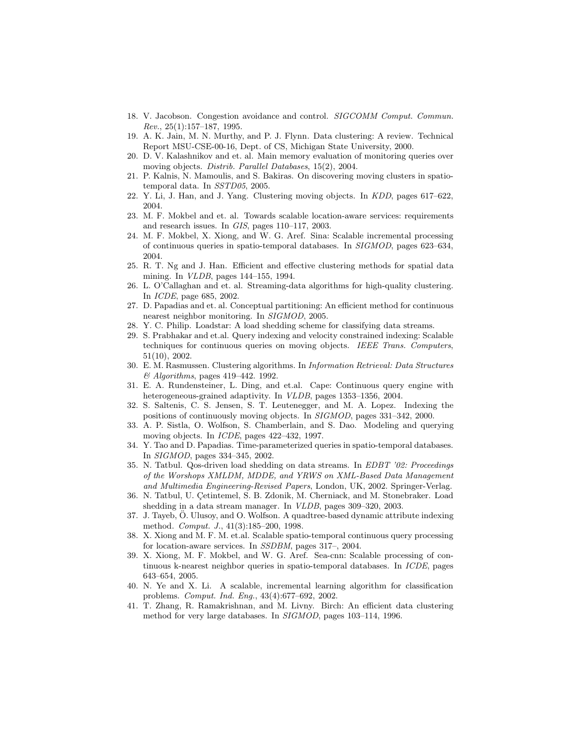18. V. Jacobson. Congestion avoidance and control. *SIGCOMM Comput. Commun. Rev.*, 25(1):157–187, 1995.
19. A. K. Jain, M. N. Murthy, and P. J. Flynn. Data clustering: A review. Technical Report MSU-CSE-00-16, Dept. of CS, Michigan State University, 2000.
20. D. V. Kalashnikov and et. al. Main memory evaluation of monitoring queries over moving objects. *Distrib. Parallel Databases*, 15(2), 2004.
21. P. Kalnis, N. Mamoulis, and S. Bakiras. On discovering moving clusters in spatio-temporal data. In *SSTD05*, 2005.
22. Y. Li, J. Han, and J. Yang. Clustering moving objects. In *KDD*, pages 617–622, 2004.
23. M. F. Mokbel and et. al. Towards scalable location-aware services: requirements and research issues. In *GIS*, pages 110–117, 2003.
24. M. F. Mokbel, X. Xiong, and W. G. Aref. Sina: Scalable incremental processing of continuous queries in spatio-temporal databases. In *SIGMOD*, pages 623–634, 2004.
25. R. T. Ng and J. Han. Efficient and effective clustering methods for spatial data mining. In *VLDB*, pages 144–155, 1994.
26. L. O'Callaghan and et. al. Streaming-data algorithms for high-quality clustering. In *ICDE*, page 685, 2002.
27. D. Papadias and et. al. Conceptual partitioning: An efficient method for continuous nearest neighbor monitoring. In *SIGMOD*, 2005.
28. Y. C. Philip. Loadstar: A load shedding scheme for classifying data streams.
29. S. Prabhakar and et.al. Query indexing and velocity constrained indexing: Scalable techniques for continuous queries on moving objects. *IEEE Trans. Computers*, 51(10), 2002.
30. E. M. Rasmussen. Clustering algorithms. In *Information Retrieval: Data Structures & Algorithms*, pages 419–442. 1992.
31. E. A. Rundensteiner, L. Ding, and et.al. Cape: Continuous query engine with heterogeneous-grained adaptivity. In *VLDB*, pages 1353–1356, 2004.
32. S. Saltenis, C. S. Jensen, S. T. Leutenegger, and M. A. Lopez. Indexing the positions of continuously moving objects. In *SIGMOD*, pages 331–342, 2000.
33. A. P. Sistla, O. Wolfson, S. Chamberlain, and S. Dao. Modeling and querying moving objects. In *ICDE*, pages 422–432, 1997.
34. Y. Tao and D. Papadias. Time-parameterized queries in spatio-temporal databases. In *SIGMOD*, pages 334–345, 2002.
35. N. Tatbul. Qos-driven load shedding on data streams. In *EDBT '02: Proceedings of the Worshops XMLDM, MDDE, and YRWS on XML-Based Data Management and Multimedia Engineering-Revised Papers*, London, UK, 2002. Springer-Verlag.
36. N. Tatbul, U. Çetintemel, S. B. Zdonik, M. Cherniack, and M. Stonebraker. Load shedding in a data stream manager. In *VLDB*, pages 309–320, 2003.
37. J. Tayeb, Ö. Ulusoy, and O. Wolfson. A quadtree-based dynamic attribute indexing method. *Comput. J.*, 41(3):185–200, 1998.
38. X. Xiong and M. F. M. et.al. Scalable spatio-temporal continuous query processing for location-aware services. In *SSDBM*, pages 317–, 2004.
39. X. Xiong, M. F. Mokbel, and W. G. Aref. Sea-cnn: Scalable processing of continuous k-nearest neighbor queries in spatio-temporal databases. In *ICDE*, pages 643–654, 2005.
40. N. Ye and X. Li. A scalable, incremental learning algorithm for classification problems. *Comput. Ind. Eng.*, 43(4):677–692, 2002.
41. T. Zhang, R. Ramakrishnan, and M. Livny. Birch: An efficient data clustering method for very large databases. In *SIGMOD*, pages 103–114, 1996.